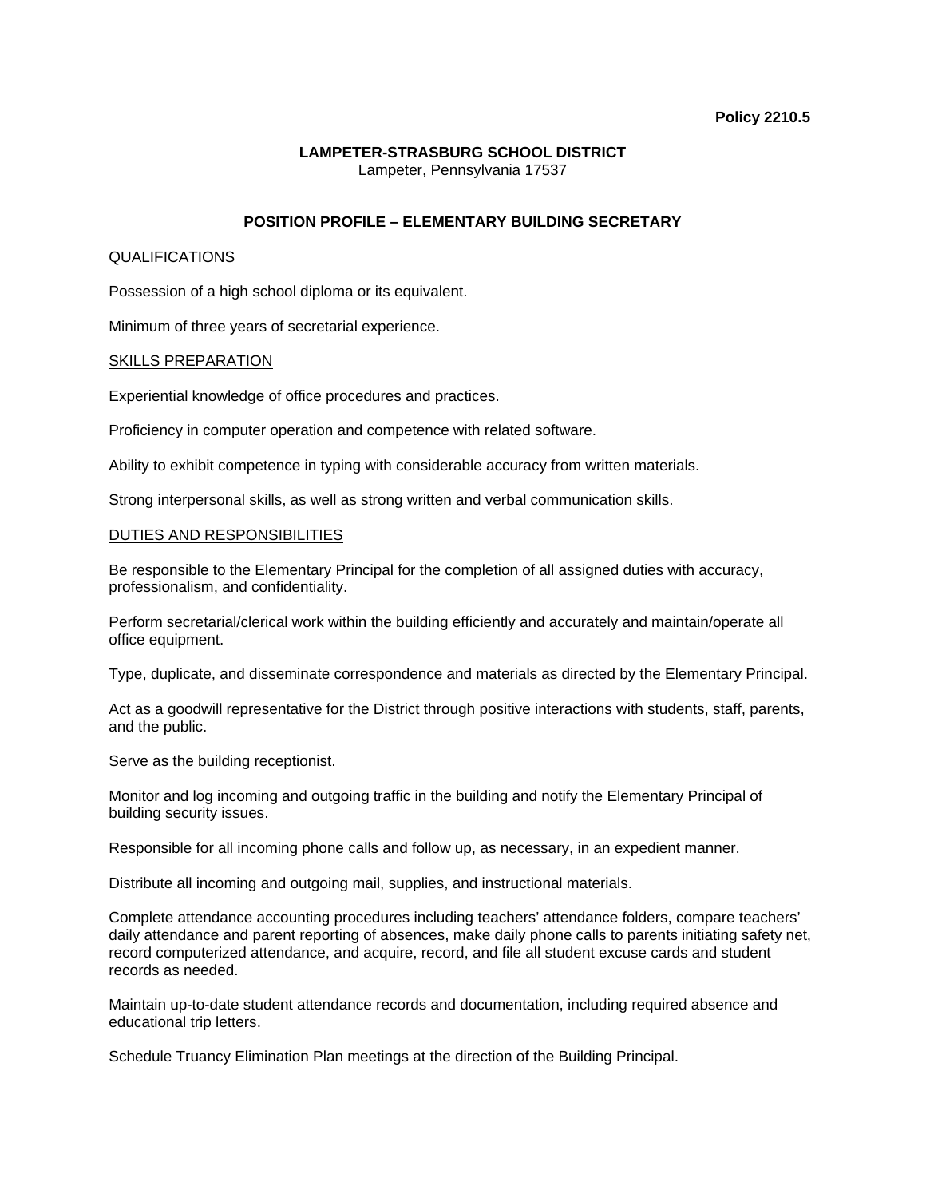**Policy 2210.5**

**LAMPETER-STRASBURG SCHOOL DISTRICT**
Lampeter, Pennsylvania 17537

**POSITION PROFILE – ELEMENTARY BUILDING SECRETARY**

<u>QUALIFICATIONS</u>

Possession of a high school diploma or its equivalent.

Minimum of three years of secretarial experience.

<u>SKILLS PREPARATION</u>

Experiential knowledge of office procedures and practices.

Proficiency in computer operation and competence with related software.

Ability to exhibit competence in typing with considerable accuracy from written materials.

Strong interpersonal skills, as well as strong written and verbal communication skills.

<u>DUTIES AND RESPONSIBILITIES</u>

Be responsible to the Elementary Principal for the completion of all assigned duties with accuracy, professionalism, and confidentiality.

Perform secretarial/clerical work within the building efficiently and accurately and maintain/operate all office equipment.

Type, duplicate, and disseminate correspondence and materials as directed by the Elementary Principal.

Act as a goodwill representative for the District through positive interactions with students, staff, parents, and the public.

Serve as the building receptionist.

Monitor and log incoming and outgoing traffic in the building and notify the Elementary Principal of building security issues.

Responsible for all incoming phone calls and follow up, as necessary, in an expedient manner.

Distribute all incoming and outgoing mail, supplies, and instructional materials.

Complete attendance accounting procedures including teachers' attendance folders, compare teachers' daily attendance and parent reporting of absences, make daily phone calls to parents initiating safety net, record computerized attendance, and acquire, record, and file all student excuse cards and student records as needed.

Maintain up-to-date student attendance records and documentation, including required absence and educational trip letters.

Schedule Truancy Elimination Plan meetings at the direction of the Building Principal.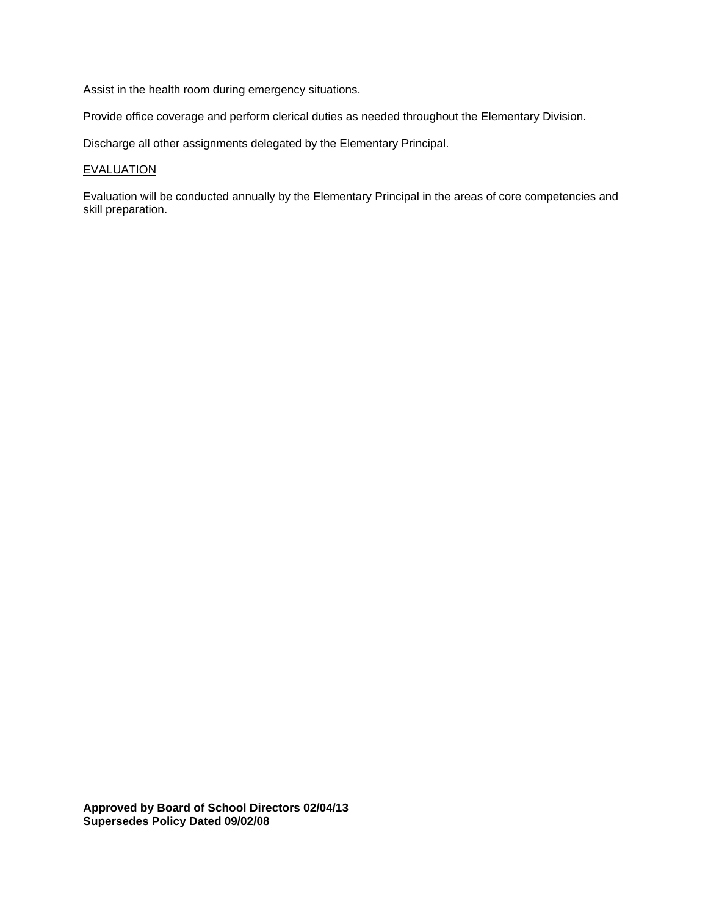Assist in the health room during emergency situations.

Provide office coverage and perform clerical duties as needed throughout the Elementary Division.

Discharge all other assignments delegated by the Elementary Principal.

EVALUATION

Evaluation will be conducted annually by the Elementary Principal in the areas of core competencies and skill preparation.

**Approved by Board of School Directors 02/04/13**
**Supersedes Policy Dated 09/02/08**